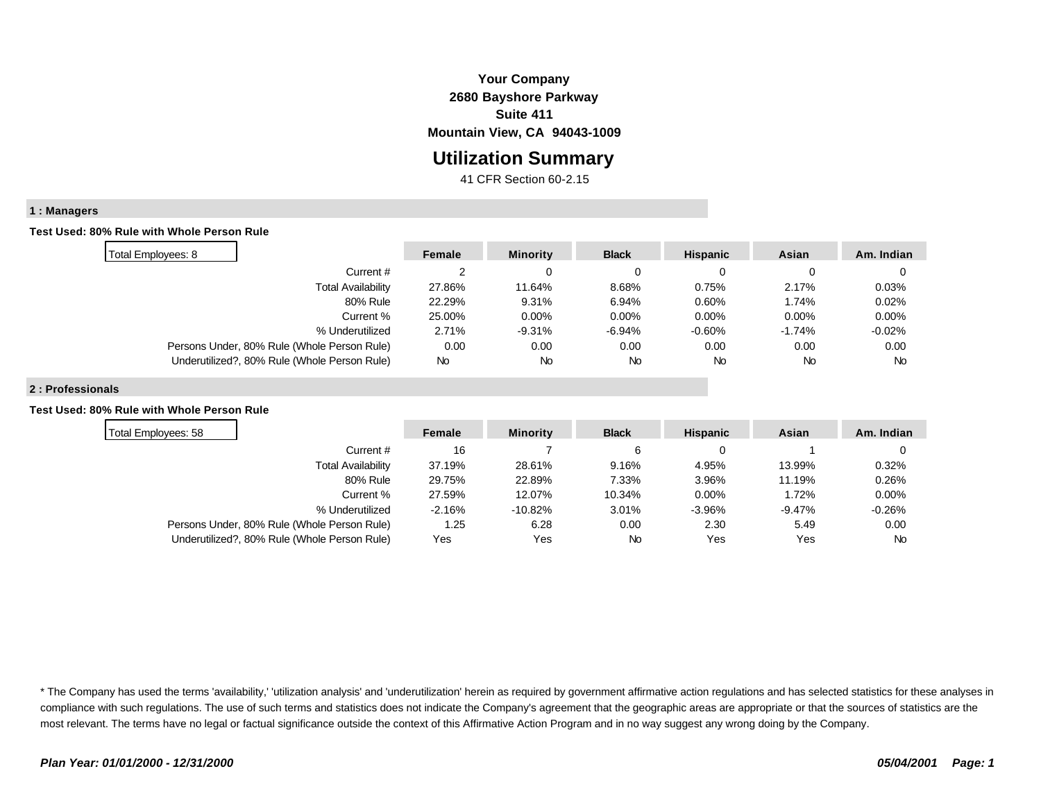**Your Company**
**2680 Bayshore Parkway**
**Suite 411**
**Mountain View, CA 94043-1009**

# Utilization Summary

41 CFR Section 60-2.15

## 1 : Managers

**Test Used: 80% Rule with Whole Person Rule**

| Total Employees: 8 | Female | Minority | Black | Hispanic | Asian | Am. Indian |
|---|---|---|---|---|---|---|
| Current # | 2 | 0 | 0 | 0 | 0 | 0 |
| Total Availability | 27.86% | 11.64% | 8.68% | 0.75% | 2.17% | 0.03% |
| 80% Rule | 22.29% | 9.31% | 6.94% | 0.60% | 1.74% | 0.02% |
| Current % | 25.00% | 0.00% | 0.00% | 0.00% | 0.00% | 0.00% |
| % Underutilized | 2.71% | -9.31% | -6.94% | -0.60% | -1.74% | -0.02% |
| Persons Under, 80% Rule (Whole Person Rule) | 0.00 | 0.00 | 0.00 | 0.00 | 0.00 | 0.00 |
| Underutilized?, 80% Rule (Whole Person Rule) | No | No | No | No | No | No |

## 2 : Professionals

**Test Used: 80% Rule with Whole Person Rule**

| Total Employees: 58 | Female | Minority | Black | Hispanic | Asian | Am. Indian |
|---|---|---|---|---|---|---|
| Current # | 16 | 7 | 6 | 0 | 1 | 0 |
| Total Availability | 37.19% | 28.61% | 9.16% | 4.95% | 13.99% | 0.32% |
| 80% Rule | 29.75% | 22.89% | 7.33% | 3.96% | 11.19% | 0.26% |
| Current % | 27.59% | 12.07% | 10.34% | 0.00% | 1.72% | 0.00% |
| % Underutilized | -2.16% | -10.82% | 3.01% | -3.96% | -9.47% | -0.26% |
| Persons Under, 80% Rule (Whole Person Rule) | 1.25 | 6.28 | 0.00 | 2.30 | 5.49 | 0.00 |
| Underutilized?, 80% Rule (Whole Person Rule) | Yes | Yes | No | Yes | Yes | No |

* The Company has used the terms 'availability,' 'utilization analysis' and 'underutilization' herein as required by government affirmative action regulations and has selected statistics for these analyses in compliance with such regulations. The use of such terms and statistics does not indicate the Company's agreement that the geographic areas are appropriate or that the sources of statistics are the most relevant. The terms have no legal or factual significance outside the context of this Affirmative Action Program and in no way suggest any wrong doing by the Company.

*Plan Year: 01/01/2000 - 12/31/2000* *05/04/2001*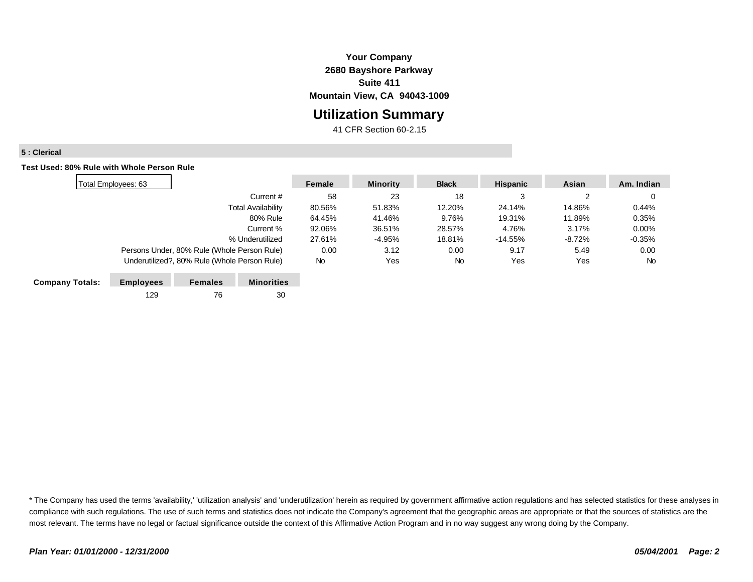**Your Company**
**2680 Bayshore Parkway**
**Suite 411**
**Mountain View, CA 94043-1009**

# Utilization Summary

41 CFR Section 60-2.15

**5 : Clerical**

**Test Used: 80% Rule with Whole Person Rule**

| Total Employees: 63 | Female | Minority | Black | Hispanic | Asian | Am. Indian |
|---|---|---|---|---|---|---|
| Current # | 58 | 23 | 18 | 3 | 2 | 0 |
| Total Availability | 80.56% | 51.83% | 12.20% | 24.14% | 14.86% | 0.44% |
| 80% Rule | 64.45% | 41.46% | 9.76% | 19.31% | 11.89% | 0.35% |
| Current % | 92.06% | 36.51% | 28.57% | 4.76% | 3.17% | 0.00% |
| % Underutilized | 27.61% | -4.95% | 18.81% | -14.55% | -8.72% | -0.35% |
| Persons Under, 80% Rule (Whole Person Rule) | 0.00 | 3.12 | 0.00 | 9.17 | 5.49 | 0.00 |
| Underutilized?, 80% Rule (Whole Person Rule) | No | Yes | No | Yes | Yes | No |

| Company Totals: | Employees | Females | Minorities |
|---|---|---|---|
| | 129 | 76 | 30 |

* The Company has used the terms 'availability,' 'utilization analysis' and 'underutilization' herein as required by government affirmative action regulations and has selected statistics for these analyses in compliance with such regulations. The use of such terms and statistics does not indicate the Company's agreement that the geographic areas are appropriate or that the sources of statistics are the most relevant. The terms have no legal or factual significance outside the context of this Affirmative Action Program and in no way suggest any wrong doing by the Company.

***Plan Year: 01/01/2000 - 12/31/2000*** ***05/04/2001***